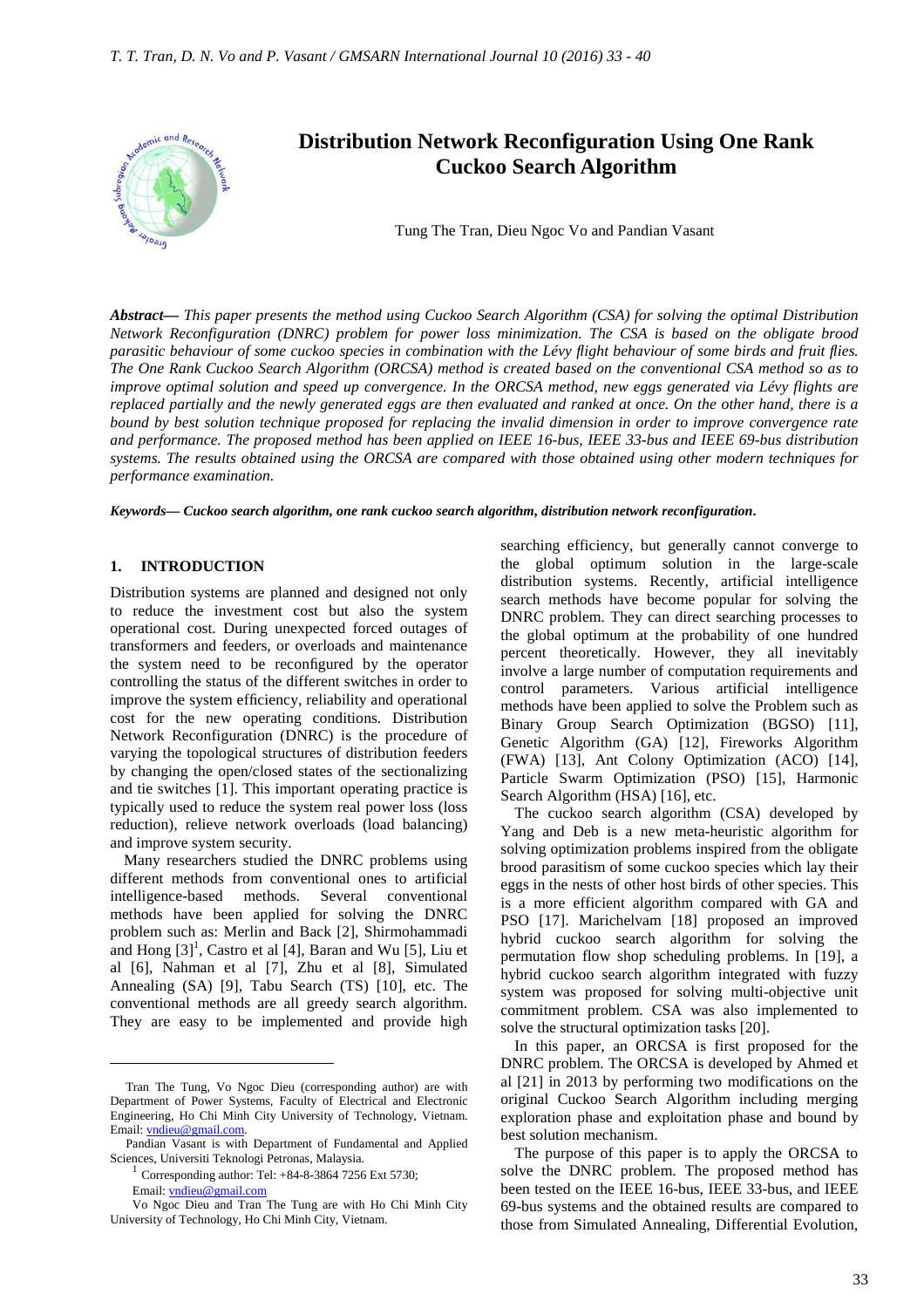# Distribution Network Reconfiguration Using One Rank Cuckoo Search Algorithm

Tung The Tran, Dieu Ngoc Vo and Pandian Vasant

***Abstract*— *This paper presents the method using Cuckoo Search Algorithm (CSA) for solving the optimal Distribution Network Reconfiguration (DNRC) problem for power loss minimization. The CSA is based on the obligate brood parasitic behaviour of some cuckoo species in combination with the Lévy flight behaviour of some birds and fruit flies. The One Rank Cuckoo Search Algorithm (ORCSA) method is created based on the conventional CSA method so as to improve optimal solution and speed up convergence. In the ORCSA method, new eggs generated via Lévy flights are replaced partially and the newly generated eggs are then evaluated and ranked at once. On the other hand, there is a bound by best solution technique proposed for replacing the invalid dimension in order to improve convergence rate and performance. The proposed method has been applied on IEEE 16-bus, IEEE 33-bus and IEEE 69-bus distribution systems. The results obtained using the ORCSA are compared with those obtained using other modern techniques for performance examination.*

***Keywords*— *Cuckoo search algorithm, one rank cuckoo search algorithm, distribution network reconfiguration*.**

## 1. INTRODUCTION

Distribution systems are planned and designed not only to reduce the investment cost but also the system operational cost. During unexpected forced outages of transformers and feeders, or overloads and maintenance the system need to be reconfigured by the operator controlling the status of the different switches in order to improve the system efficiency, reliability and operational cost for the new operating conditions. Distribution Network Reconfiguration (DNRC) is the procedure of varying the topological structures of distribution feeders by changing the open/closed states of the sectionalizing and tie switches [1]. This important operating practice is typically used to reduce the system real power loss (loss reduction), relieve network overloads (load balancing) and improve system security.

Many researchers studied the DNRC problems using different methods from conventional ones to artificial intelligence-based methods. Several conventional methods have been applied for solving the DNRC problem such as: Merlin and Back [2], Shirmohammadi and Hong [3][1], Castro et al [4], Baran and Wu [5], Liu et al [6], Nahman et al [7], Zhu et al [8], Simulated Annealing (SA) [9], Tabu Search (TS) [10], etc. The conventional methods are all greedy search algorithm. They are easy to be implemented and provide high searching efficiency, but generally cannot converge to the global optimum solution in the large-scale distribution systems. Recently, artificial intelligence search methods have become popular for solving the DNRC problem. They can direct searching processes to the global optimum at the probability of one hundred percent theoretically. However, they all inevitably involve a large number of computation requirements and control parameters. Various artificial intelligence methods have been applied to solve the Problem such as Binary Group Search Optimization (BGSO) [11], Genetic Algorithm (GA) [12], Fireworks Algorithm (FWA) [13], Ant Colony Optimization (ACO) [14], Particle Swarm Optimization (PSO) [15], Harmonic Search Algorithm (HSA) [16], etc.

The cuckoo search algorithm (CSA) developed by Yang and Deb is a new meta-heuristic algorithm for solving optimization problems inspired from the obligate brood parasitism of some cuckoo species which lay their eggs in the nests of other host birds of other species. This is a more efficient algorithm compared with GA and PSO [17]. Marichelvam [18] proposed an improved hybrid cuckoo search algorithm for solving the permutation flow shop scheduling problems. In [19], a hybrid cuckoo search algorithm integrated with fuzzy system was proposed for solving multi-objective unit commitment problem. CSA was also implemented to solve the structural optimization tasks [20].

In this paper, an ORCSA is first proposed for the DNRC problem. The ORCSA is developed by Ahmed et al [21] in 2013 by performing two modifications on the original Cuckoo Search Algorithm including merging exploration phase and exploitation phase and bound by best solution mechanism.

The purpose of this paper is to apply the ORCSA to solve the DNRC problem. The proposed method has been tested on the IEEE 16-bus, IEEE 33-bus, and IEEE 69-bus systems and the obtained results are compared to those from Simulated Annealing, Differential Evolution,

---

Tran The Tung, Vo Ngoc Dieu (corresponding author) are with Department of Power Systems, Faculty of Electrical and Electronic Engineering, Ho Chi Minh City University of Technology, Vietnam. Email: vndieu@gmail.com.

Pandian Vasant is with Department of Fundamental and Applied Sciences, Universiti Teknologi Petronas, Malaysia.

[1] Corresponding author: Tel: +84-8-3864 7256 Ext 5730; Email: vndieu@gmail.com

Vo Ngoc Dieu and Tran The Tung are with Ho Chi Minh City University of Technology, Ho Chi Minh City, Vietnam.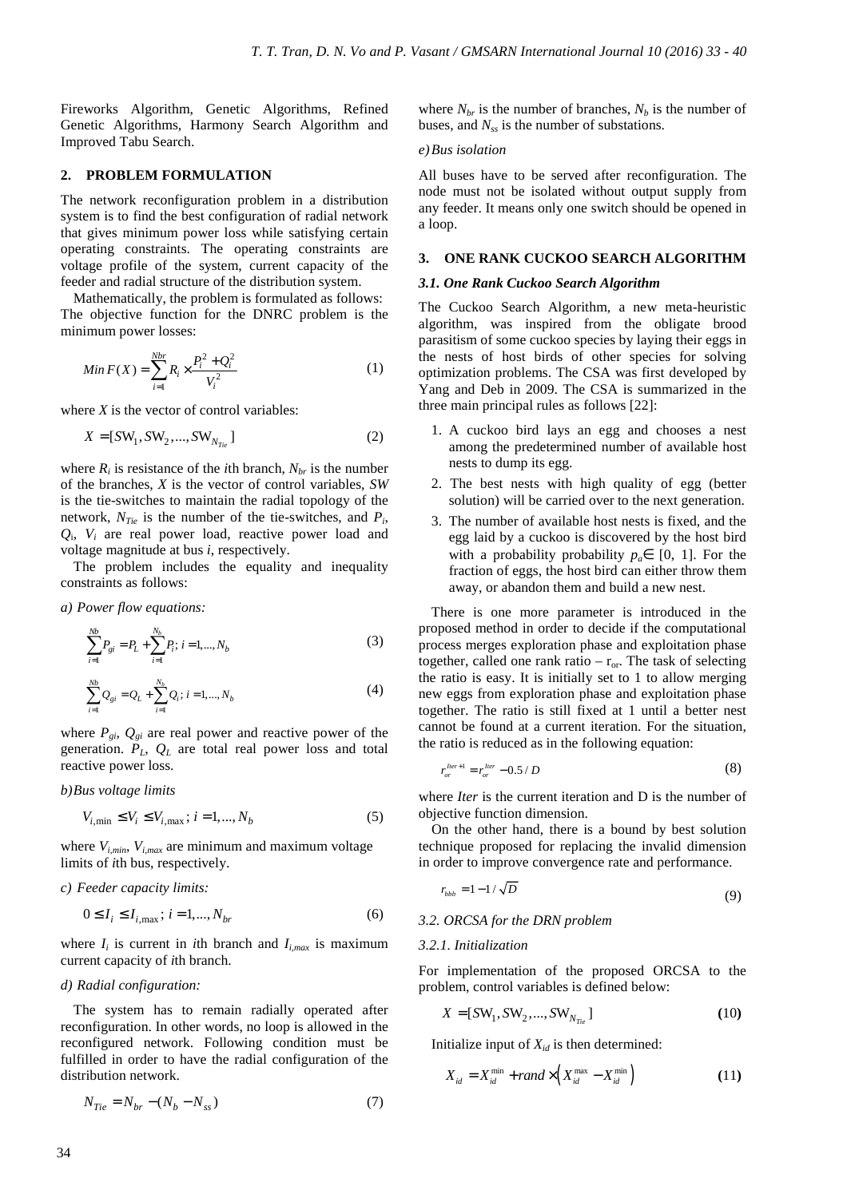Fireworks Algorithm, Genetic Algorithms, Refined Genetic Algorithms, Harmony Search Algorithm and Improved Tabu Search.

## 2. PROBLEM FORMULATION

The network reconfiguration problem in a distribution system is to find the best configuration of radial network that gives minimum power loss while satisfying certain operating constraints. The operating constraints are voltage profile of the system, current capacity of the feeder and radial structure of the distribution system.

Mathematically, the problem is formulated as follows: The objective function for the DNRC problem is the minimum power losses:

$$Min\,F(X) = \sum_{i=1}^{Nbr} R_i \times \frac{P_i^2 + Q_i^2}{V_i^2} \tag{1}$$

where $X$ is the vector of control variables:

$$X = [SW_1, SW_2, ..., SW_{N_{Tie}}] \tag{2}$$

where $R_i$ is resistance of the $i$th branch, $N_{br}$ is the number of the branches, $X$ is the vector of control variables, $SW$ is the tie-switches to maintain the radial topology of the network, $N_{Tie}$ is the number of the tie-switches, and $P_i$, $Q_i$, $V_i$ are real power load, reactive power load and voltage magnitude at bus $i$, respectively.

The problem includes the equality and inequality constraints as follows:

*a) Power flow equations:*

$$\sum_{i=1}^{Nb} P_{gi} = P_L + \sum_{i=1}^{N_b} P_i;\ i = 1, ..., N_b \tag{3}$$

$$\sum_{i=1}^{Nb} Q_{gi} = Q_L + \sum_{i=1}^{N_b} Q_i;\ i = 1, ..., N_b \tag{4}$$

where $P_{gi}$, $Q_{gi}$ are real power and reactive power of the generation. $P_L$, $Q_L$ are total real power loss and total reactive power loss.

*b) Bus voltage limits*

$$V_{i,\min} \le V_i \le V_{i,\max};\ i = 1, ..., N_b \tag{5}$$

where $V_{i,min}$, $V_{i,max}$ are minimum and maximum voltage limits of $i$th bus, respectively.

*c) Feeder capacity limits:*

$$0 \le I_i \le I_{i,\max};\ i = 1, ..., N_{br} \tag{6}$$

where $I_i$ is current in $i$th branch and $I_{i,max}$ is maximum current capacity of $i$th branch.

*d) Radial configuration:*

The system has to remain radially operated after reconfiguration. In other words, no loop is allowed in the reconfigured network. Following condition must be fulfilled in order to have the radial configuration of the distribution network.

$$N_{Tie} = N_{br} - (N_b - N_{ss}) \tag{7}$$

where $N_{br}$ is the number of branches, $N_b$ is the number of buses, and $N_{ss}$ is the number of substations.

*e) Bus isolation*

All buses have to be served after reconfiguration. The node must not be isolated without output supply from any feeder. It means only one switch should be opened in a loop.

## 3. ONE RANK CUCKOO SEARCH ALGORITHM

### *3.1. One Rank Cuckoo Search Algorithm*

The Cuckoo Search Algorithm, a new meta-heuristic algorithm, was inspired from the obligate brood parasitism of some cuckoo species by laying their eggs in the nests of host birds of other species for solving optimization problems. The CSA was first developed by Yang and Deb in 2009. The CSA is summarized in the three main principal rules as follows [22]:

1. A cuckoo bird lays an egg and chooses a nest among the predetermined number of available host nests to dump its egg.
2. The best nests with high quality of egg (better solution) will be carried over to the next generation.
3. The number of available host nests is fixed, and the egg laid by a cuckoo is discovered by the host bird with a probability probability $p_a \in [0, 1]$. For the fraction of eggs, the host bird can either throw them away, or abandon them and build a new nest.

There is one more parameter is introduced in the proposed method in order to decide if the computational process merges exploration phase and exploitation phase together, called one rank ratio – $r_{or}$. The task of selecting the ratio is easy. It is initially set to 1 to allow merging new eggs from exploration phase and exploitation phase together. The ratio is still fixed at 1 until a better nest cannot be found at a current iteration. For the situation, the ratio is reduced as in the following equation:

$$r_{or}^{Iter+1} = r_{or}^{Iter} - 0.5 / D \tag{8}$$

where *Iter* is the current iteration and D is the number of objective function dimension.

On the other hand, there is a bound by best solution technique proposed for replacing the invalid dimension in order to improve convergence rate and performance.

$$r_{bbb} = 1 - 1/\sqrt{D} \tag{9}$$

### *3.2. ORCSA for the DRN problem*

#### *3.2.1. Initialization*

For implementation of the proposed ORCSA to the problem, control variables is defined below:

$$X = [SW_1, SW_2, ..., SW_{N_{Tie}}] \tag{10}$$

Initialize input of $X_{id}$ is then determined:

$$X_{id} = X_{id}^{\min} + rand \times \left( X_{id}^{\max} - X_{id}^{\min} \right) \tag{11}$$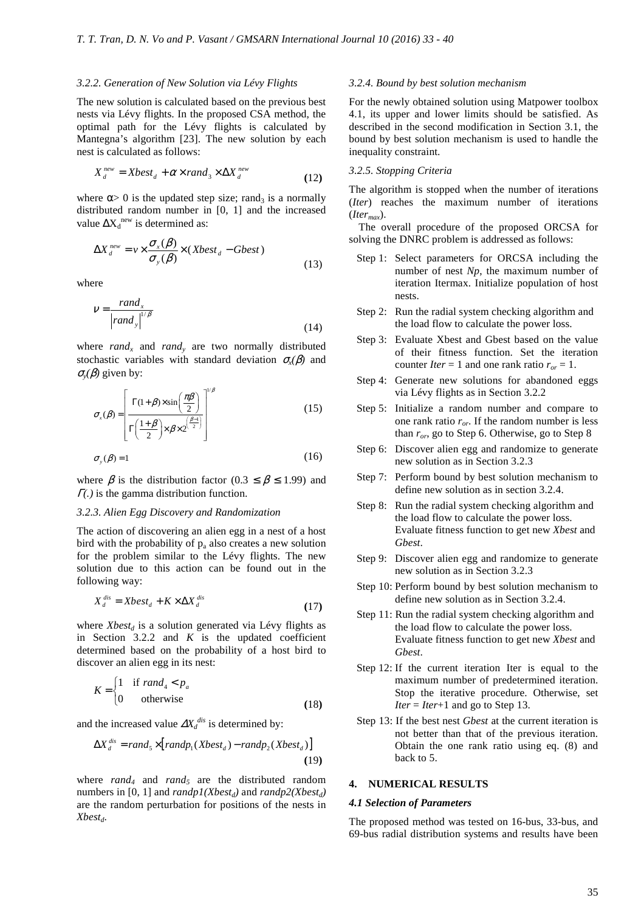### 3.2.2. Generation of New Solution via Lévy Flights

The new solution is calculated based on the previous best nests via Lévy flights. In the proposed CSA method, the optimal path for the Lévy flights is calculated by Mantegna's algorithm [23]. The new solution by each nest is calculated as follows:

$$X_d^{new} = Xbest_d + \alpha \times rand_3 \times \Delta X_d^{new} \tag{12}$$

where $\alpha > 0$ is the updated step size; $rand_3$ is a normally distributed random number in [0, 1] and the increased value $\Delta X_d^{new}$ is determined as:

$$\Delta X_d^{new} = v \times \frac{\sigma_x(\beta)}{\sigma_y(\beta)} \times (Xbest_d - Gbest) \tag{13}$$

where

$$v = \frac{rand_x}{\left|rand_y\right|^{1/\beta}} \tag{14}$$

where $rand_x$ and $rand_y$ are two normally distributed stochastic variables with standard deviation $\sigma_x(\beta)$ and $\sigma_y(\beta)$ given by:

$$\sigma_x(\beta) = \left[\frac{\Gamma(1+\beta) \times \sin\left(\frac{\pi\beta}{2}\right)}{\Gamma\left(\frac{1+\beta}{2}\right) \times \beta \times 2^{\left(\frac{\beta-1}{2}\right)}}\right]^{1/\beta} \tag{15}$$

$$\sigma_y(\beta) = 1 \tag{16}$$

where $\beta$ is the distribution factor ($0.3 \leq \beta \leq 1.99$) and $\Gamma(.)$ is the gamma distribution function.

### 3.2.3. Alien Egg Discovery and Randomization

The action of discovering an alien egg in a nest of a host bird with the probability of $p_a$ also creates a new solution for the problem similar to the Lévy flights. The new solution due to this action can be found out in the following way:

$$X_d^{dis} = Xbest_d + K \times \Delta X_d^{dis} \tag{17}$$

where $Xbest_d$ is a solution generated via Lévy flights as in Section 3.2.2 and $K$ is the updated coefficient determined based on the probability of a host bird to discover an alien egg in its nest:

$$K = \begin{cases} 1 & \text{if } rand_4 < p_a \\ 0 & \text{otherwise} \end{cases} \tag{18}$$

and the increased value $\Delta X_d^{dis}$ is determined by:

$$\Delta X_d^{dis} = rand_5 \times \left[randp_1(Xbest_d) - randp_2(Xbest_d)\right] \tag{19}$$

where $rand_4$ and $rand_5$ are the distributed random numbers in [0, 1] and $randp1(Xbest_d)$ and $randp2(Xbest_d)$ are the random perturbation for positions of the nests in $Xbest_d$.

### 3.2.4. Bound by best solution mechanism

For the newly obtained solution using Matpower toolbox 4.1, its upper and lower limits should be satisfied. As described in the second modification in Section 3.1, the bound by best solution mechanism is used to handle the inequality constraint.

### 3.2.5. Stopping Criteria

The algorithm is stopped when the number of iterations (*Iter*) reaches the maximum number of iterations ($Iter_{max}$).

The overall procedure of the proposed ORCSA for solving the DNRC problem is addressed as follows:

- Step 1: Select parameters for ORCSA including the number of nest *Np*, the maximum number of iteration Itermax. Initialize population of host nests.
- Step 2: Run the radial system checking algorithm and the load flow to calculate the power loss.
- Step 3: Evaluate Xbest and Gbest based on the value of their fitness function. Set the iteration counter *Iter* = 1 and one rank ratio $r_{or} = 1$.
- Step 4: Generate new solutions for abandoned eggs via Lévy flights as in Section 3.2.2
- Step 5: Initialize a random number and compare to one rank ratio $r_{or}$. If the random number is less than $r_{or}$, go to Step 6. Otherwise, go to Step 8
- Step 6: Discover alien egg and randomize to generate new solution as in Section 3.2.3
- Step 7: Perform bound by best solution mechanism to define new solution as in section 3.2.4.
- Step 8: Run the radial system checking algorithm and the load flow to calculate the power loss. Evaluate fitness function to get new *Xbest* and *Gbest*.
- Step 9: Discover alien egg and randomize to generate new solution as in Section 3.2.3
- Step 10: Perform bound by best solution mechanism to define new solution as in Section 3.2.4.
- Step 11: Run the radial system checking algorithm and the load flow to calculate the power loss. Evaluate fitness function to get new *Xbest* and *Gbest*.
- Step 12: If the current iteration Iter is equal to the maximum number of predetermined iteration. Stop the iterative procedure. Otherwise, set *Iter* = *Iter*+1 and go to Step 13.
- Step 13: If the best nest *Gbest* at the current iteration is not better than that of the previous iteration. Obtain the one rank ratio using eq. (8) and back to 5.

## 4. NUMERICAL RESULTS

### 4.1 Selection of Parameters

The proposed method was tested on 16-bus, 33-bus, and 69-bus radial distribution systems and results have been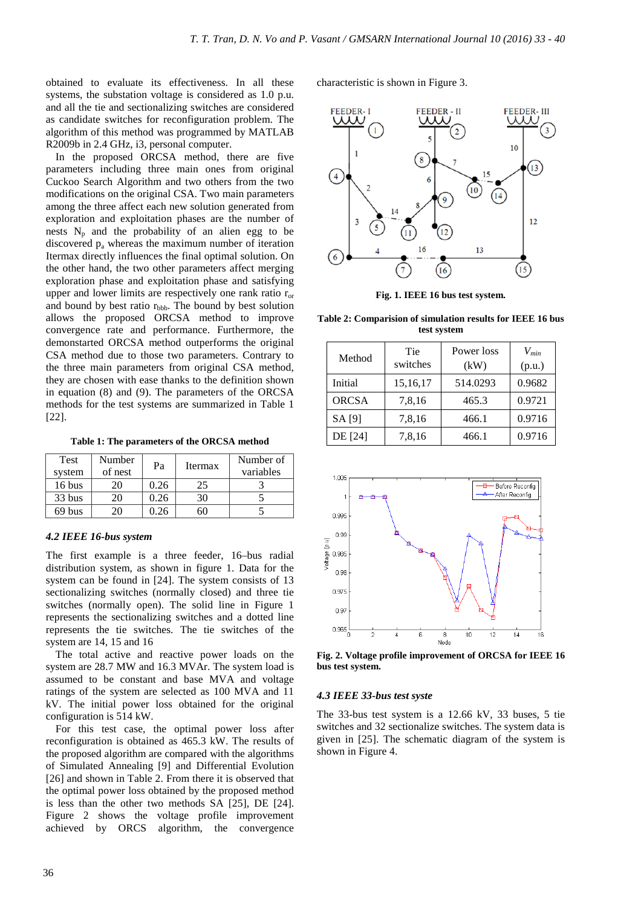obtained to evaluate its effectiveness. In all these systems, the substation voltage is considered as 1.0 p.u. and all the tie and sectionalizing switches are considered as candidate switches for reconfiguration problem. The algorithm of this method was programmed by MATLAB R2009b in 2.4 GHz, i3, personal computer.

In the proposed ORCSA method, there are five parameters including three main ones from original Cuckoo Search Algorithm and two others from the two modifications on the original CSA. Two main parameters among the three affect each new solution generated from exploration and exploitation phases are the number of nests $N_p$ and the probability of an alien egg to be discovered $p_a$ whereas the maximum number of iteration Itermax directly influences the final optimal solution. On the other hand, the two other parameters affect merging exploration phase and exploitation phase and satisfying upper and lower limits are respectively one rank ratio $r_{or}$ and bound by best ratio $r_{bbb}$. The bound by best solution allows the proposed ORCSA method to improve convergence rate and performance. Furthermore, the demonstarted ORCSA method outperforms the original CSA method due to those two parameters. Contrary to the three main parameters from original CSA method, they are chosen with ease thanks to the definition shown in equation (8) and (9). The parameters of the ORCSA methods for the test systems are summarized in Table 1 [22].

**Table 1: The parameters of the ORCSA method**

| Test system | Number of nest | Pa | Itermax | Number of variables |
|---|---|---|---|---|
| 16 bus | 20 | 0.26 | 25 | 3 |
| 33 bus | 20 | 0.26 | 30 | 5 |
| 69 bus | 20 | 0.26 | 60 | 5 |

### *4.2 IEEE 16-bus system*

The first example is a three feeder, 16–bus radial distribution system, as shown in figure 1. Data for the system can be found in [24]. The system consists of 13 sectionalizing switches (normally closed) and three tie switches (normally open). The solid line in Figure 1 represents the sectionalizing switches and a dotted line represents the tie switches. The tie switches of the system are 14, 15 and 16

The total active and reactive power loads on the system are 28.7 MW and 16.3 MVAr. The system load is assumed to be constant and base MVA and voltage ratings of the system are selected as 100 MVA and 11 kV. The initial power loss obtained for the original configuration is 514 kW.

For this test case, the optimal power loss after reconfiguration is obtained as 465.3 kW. The results of the proposed algorithm are compared with the algorithms of Simulated Annealing [9] and Differential Evolution [26] and shown in Table 2. From there it is observed that the optimal power loss obtained by the proposed method is less than the other two methods SA [25], DE [24]. Figure 2 shows the voltage profile improvement achieved by ORCS algorithm, the convergence characteristic is shown in Figure 3.

**Fig. 1. IEEE 16 bus test system.**

**Table 2: Comparision of simulation results for IEEE 16 bus test system**

| Method | Tie switches | Power loss (kW) | $V_{min}$ (p.u.) |
|---|---|---|---|
| Initial | 15,16,17 | 514.0293 | 0.9682 |
| ORCSA | 7,8,16 | 465.3 | 0.9721 |
| SA [9] | 7,8,16 | 466.1 | 0.9716 |
| DE [24] | 7,8,16 | 466.1 | 0.9716 |

**Fig. 2. Voltage profile improvement of ORCSA for IEEE 16 bus test system.**

### *4.3 IEEE 33-bus test syste*

The 33-bus test system is a 12.66 kV, 33 buses, 5 tie switches and 32 sectionalize switches. The system data is given in [25]. The schematic diagram of the system is shown in Figure 4.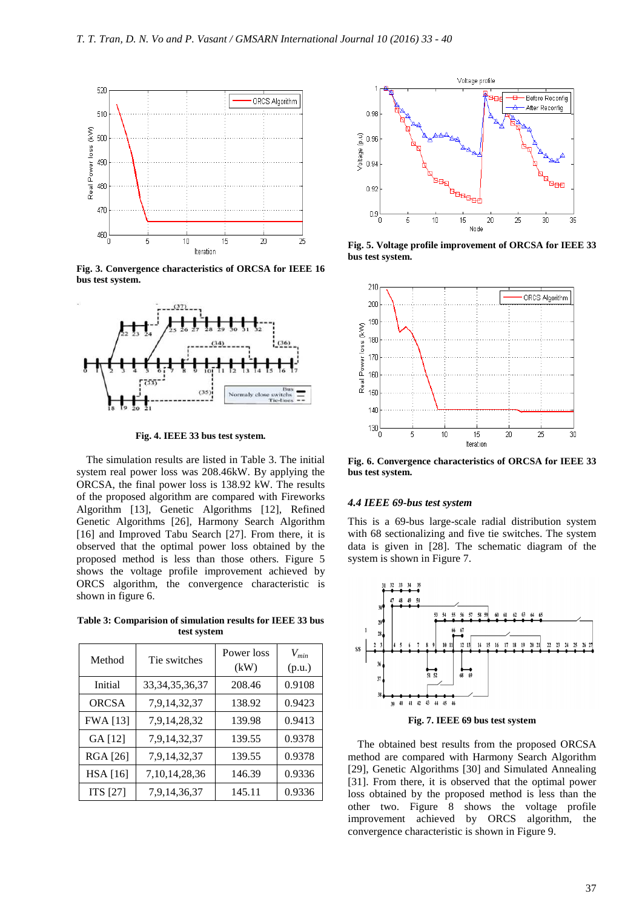Fig. 3. Convergence characteristics of ORCSA for IEEE 16 bus test system.

Fig. 4. IEEE 33 bus test system.

The simulation results are listed in Table 3. The initial system real power loss was 208.46kW. By applying the ORCSA, the final power loss is 138.92 kW. The results of the proposed algorithm are compared with Fireworks Algorithm [13], Genetic Algorithms [12], Refined Genetic Algorithms [26], Harmony Search Algorithm [16] and Improved Tabu Search [27]. From there, it is observed that the optimal power loss obtained by the proposed method is less than those others. Figure 5 shows the voltage profile improvement achieved by ORCS algorithm, the convergence characteristic is shown in figure 6.

**Table 3: Comparision of simulation results for IEEE 33 bus test system**

| Method | Tie switches | Power loss (kW) | $V_{min}$ (p.u.) |
|---|---|---|---|
| Initial | 33,34,35,36,37 | 208.46 | 0.9108 |
| ORCSA | 7,9,14,32,37 | 138.92 | 0.9423 |
| FWA [13] | 7,9,14,28,32 | 139.98 | 0.9413 |
| GA [12] | 7,9,14,32,37 | 139.55 | 0.9378 |
| RGA [26] | 7,9,14,32,37 | 139.55 | 0.9378 |
| HSA [16] | 7,10,14,28,36 | 146.39 | 0.9336 |
| ITS [27] | 7,9,14,36,37 | 145.11 | 0.9336 |

Fig. 5. Voltage profile improvement of ORCSA for IEEE 33 bus test system.

Fig. 6. Convergence characteristics of ORCSA for IEEE 33 bus test system.

### 4.4 IEEE 69-bus test system

This is a 69-bus large-scale radial distribution system with 68 sectionalizing and five tie switches. The system data is given in [28]. The schematic diagram of the system is shown in Figure 7.

Fig. 7. IEEE 69 bus test system

The obtained best results from the proposed ORCSA method are compared with Harmony Search Algorithm [29], Genetic Algorithms [30] and Simulated Annealing [31]. From there, it is observed that the optimal power loss obtained by the proposed method is less than the other two. Figure 8 shows the voltage profile improvement achieved by ORCS algorithm, the convergence characteristic is shown in Figure 9.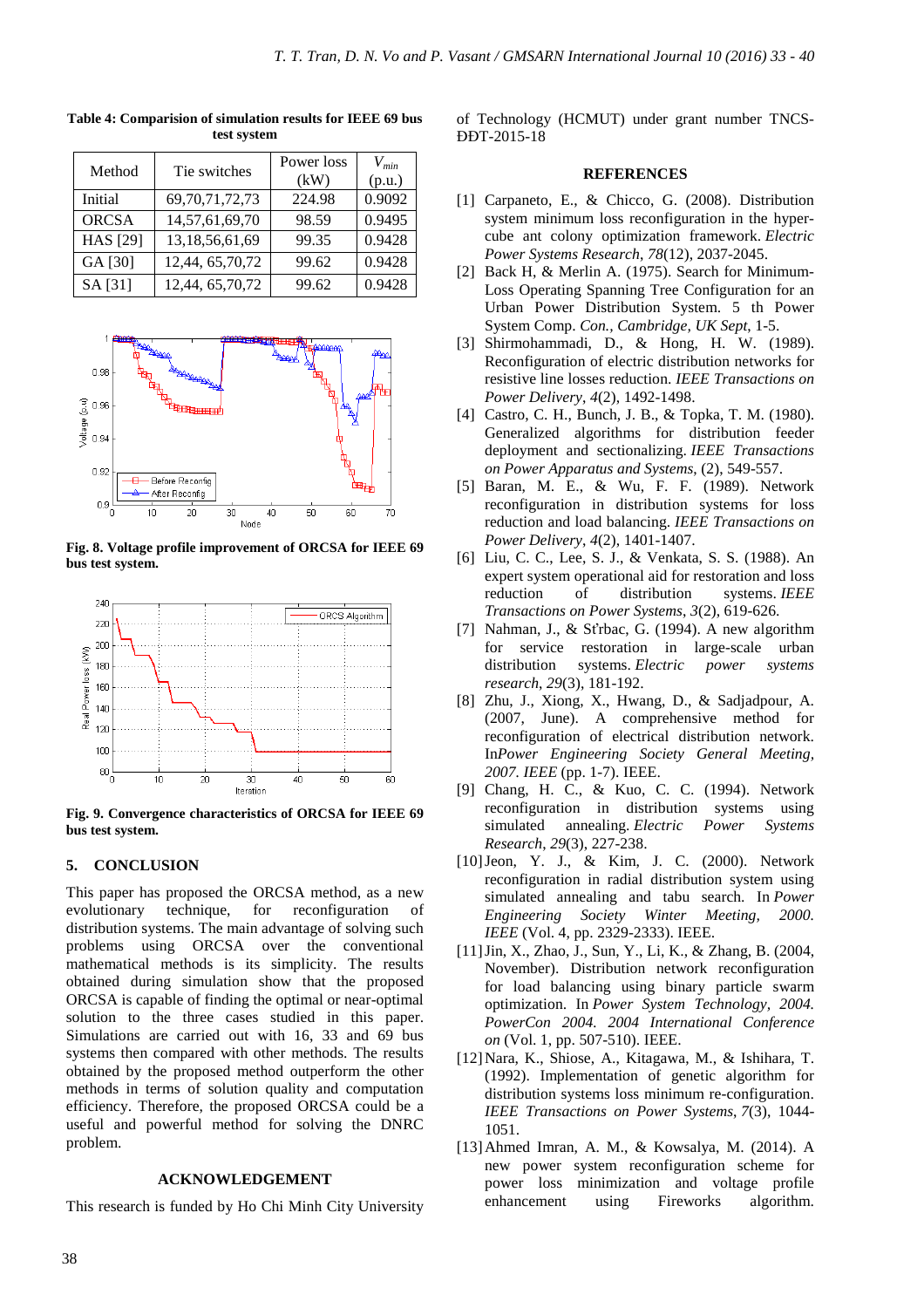**Table 4: Comparision of simulation results for IEEE 69 bus test system**

| Method | Tie switches | Power loss (kW) | $V_{min}$ (p.u.) |
|---|---|---|---|
| Initial | 69,70,71,72,73 | 224.98 | 0.9092 |
| ORCSA | 14,57,61,69,70 | 98.59 | 0.9495 |
| HAS [29] | 13,18,56,61,69 | 99.35 | 0.9428 |
| GA [30] | 12,44, 65,70,72 | 99.62 | 0.9428 |
| SA [31] | 12,44, 65,70,72 | 99.62 | 0.9428 |

**Fig. 8. Voltage profile improvement of ORCSA for IEEE 69 bus test system.**

**Fig. 9. Convergence characteristics of ORCSA for IEEE 69 bus test system.**

## 5. CONCLUSION

This paper has proposed the ORCSA method, as a new evolutionary technique, for reconfiguration of distribution systems. The main advantage of solving such problems using ORCSA over the conventional mathematical methods is its simplicity. The results obtained during simulation show that the proposed ORCSA is capable of finding the optimal or near-optimal solution to the three cases studied in this paper. Simulations are carried out with 16, 33 and 69 bus systems then compared with other methods. The results obtained by the proposed method outperform the other methods in terms of solution quality and computation efficiency. Therefore, the proposed ORCSA could be a useful and powerful method for solving the DNRC problem.

## ACKNOWLEDGEMENT

This research is funded by Ho Chi Minh City University of Technology (HCMUT) under grant number TNCS-ĐĐT-2015-18

## REFERENCES

[1] Carpaneto, E., & Chicco, G. (2008). Distribution system minimum loss reconfiguration in the hyper-cube ant colony optimization framework. *Electric Power Systems Research*, *78*(12), 2037-2045.

[2] Back H, & Merlin A. (1975). Search for Minimum-Loss Operating Spanning Tree Configuration for an Urban Power Distribution System. 5 th Power System Comp. *Con., Cambridge, UK Sept*, 1-5.

[3] Shirmohammadi, D., & Hong, H. W. (1989). Reconfiguration of electric distribution networks for resistive line losses reduction. *IEEE Transactions on Power Delivery*, *4*(2), 1492-1498.

[4] Castro, C. H., Bunch, J. B., & Topka, T. M. (1980). Generalized algorithms for distribution feeder deployment and sectionalizing. *IEEE Transactions on Power Apparatus and Systems*, (2), 549-557.

[5] Baran, M. E., & Wu, F. F. (1989). Network reconfiguration in distribution systems for loss reduction and load balancing. *IEEE Transactions on Power Delivery*, *4*(2), 1401-1407.

[6] Liu, C. C., Lee, S. J., & Venkata, S. S. (1988). An expert system operational aid for restoration and loss reduction of distribution systems. *IEEE Transactions on Power Systems*, *3*(2), 619-626.

[7] Nahman, J., & Sťrbac, G. (1994). A new algorithm for service restoration in large-scale urban distribution systems. *Electric power systems research*, *29*(3), 181-192.

[8] Zhu, J., Xiong, X., Hwang, D., & Sadjadpour, A. (2007, June). A comprehensive method for reconfiguration of electrical distribution network. In*Power Engineering Society General Meeting, 2007. IEEE* (pp. 1-7). IEEE.

[9] Chang, H. C., & Kuo, C. C. (1994). Network reconfiguration in distribution systems using simulated annealing. *Electric Power Systems Research*, *29*(3), 227-238.

[10] Jeon, Y. J., & Kim, J. C. (2000). Network reconfiguration in radial distribution system using simulated annealing and tabu search. In *Power Engineering Society Winter Meeting, 2000. IEEE* (Vol. 4, pp. 2329-2333). IEEE.

[11] Jin, X., Zhao, J., Sun, Y., Li, K., & Zhang, B. (2004, November). Distribution network reconfiguration for load balancing using binary particle swarm optimization. In *Power System Technology, 2004. PowerCon 2004. 2004 International Conference on* (Vol. 1, pp. 507-510). IEEE.

[12] Nara, K., Shiose, A., Kitagawa, M., & Ishihara, T. (1992). Implementation of genetic algorithm for distribution systems loss minimum re-configuration. *IEEE Transactions on Power Systems*, *7*(3), 1044-1051.

[13] Ahmed Imran, A. M., & Kowsalya, M. (2014). A new power system reconfiguration scheme for power loss minimization and voltage profile enhancement using Fireworks algorithm.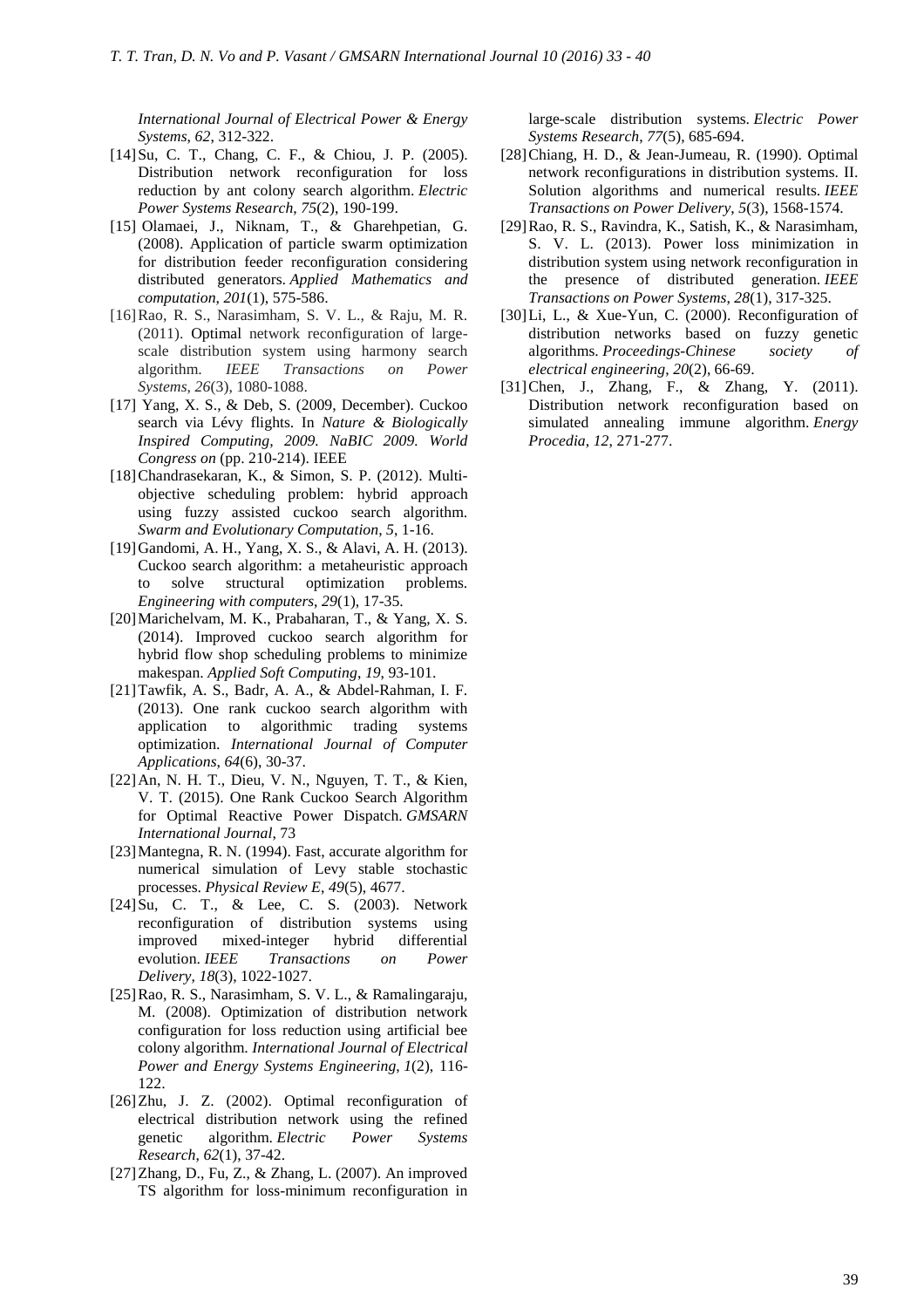*International Journal of Electrical Power & Energy Systems*, *62*, 312-322.

[14] Su, C. T., Chang, C. F., & Chiou, J. P. (2005). Distribution network reconfiguration for loss reduction by ant colony search algorithm. *Electric Power Systems Research*, *75*(2), 190-199.

[15] Olamaei, J., Niknam, T., & Gharehpetian, G. (2008). Application of particle swarm optimization for distribution feeder reconfiguration considering distributed generators. *Applied Mathematics and computation*, *201*(1), 575-586.

[16] Rao, R. S., Narasimham, S. V. L., & Raju, M. R. (2011). Optimal network reconfiguration of large-scale distribution system using harmony search algorithm. *IEEE Transactions on Power Systems*, *26*(3), 1080-1088.

[17] Yang, X. S., & Deb, S. (2009, December). Cuckoo search via Lévy flights. In *Nature & Biologically Inspired Computing, 2009. NaBIC 2009. World Congress on* (pp. 210-214). IEEE

[18] Chandrasekaran, K., & Simon, S. P. (2012). Multi-objective scheduling problem: hybrid approach using fuzzy assisted cuckoo search algorithm. *Swarm and Evolutionary Computation*, *5*, 1-16.

[19] Gandomi, A. H., Yang, X. S., & Alavi, A. H. (2013). Cuckoo search algorithm: a metaheuristic approach to solve structural optimization problems. *Engineering with computers*, *29*(1), 17-35.

[20] Marichelvam, M. K., Prabaharan, T., & Yang, X. S. (2014). Improved cuckoo search algorithm for hybrid flow shop scheduling problems to minimize makespan. *Applied Soft Computing*, *19*, 93-101.

[21] Tawfik, A. S., Badr, A. A., & Abdel-Rahman, I. F. (2013). One rank cuckoo search algorithm with application to algorithmic trading systems optimization. *International Journal of Computer Applications*, *64*(6), 30-37.

[22] An, N. H. T., Dieu, V. N., Nguyen, T. T., & Kien, V. T. (2015). One Rank Cuckoo Search Algorithm for Optimal Reactive Power Dispatch. *GMSARN International Journal*, 73

[23] Mantegna, R. N. (1994). Fast, accurate algorithm for numerical simulation of Levy stable stochastic processes. *Physical Review E*, *49*(5), 4677.

[24] Su, C. T., & Lee, C. S. (2003). Network reconfiguration of distribution systems using improved mixed-integer hybrid differential evolution. *IEEE Transactions on Power Delivery*, *18*(3), 1022-1027.

[25] Rao, R. S., Narasimham, S. V. L., & Ramalingaraju, M. (2008). Optimization of distribution network configuration for loss reduction using artificial bee colony algorithm. *International Journal of Electrical Power and Energy Systems Engineering*, *1*(2), 116-122.

[26] Zhu, J. Z. (2002). Optimal reconfiguration of electrical distribution network using the refined genetic algorithm. *Electric Power Systems Research*, *62*(1), 37-42.

[27] Zhang, D., Fu, Z., & Zhang, L. (2007). An improved TS algorithm for loss-minimum reconfiguration in large-scale distribution systems. *Electric Power Systems Research*, *77*(5), 685-694.

[28] Chiang, H. D., & Jean-Jumeau, R. (1990). Optimal network reconfigurations in distribution systems. II. Solution algorithms and numerical results. *IEEE Transactions on Power Delivery*, *5*(3), 1568-1574.

[29] Rao, R. S., Ravindra, K., Satish, K., & Narasimham, S. V. L. (2013). Power loss minimization in distribution system using network reconfiguration in the presence of distributed generation. *IEEE Transactions on Power Systems*, *28*(1), 317-325.

[30] Li, L., & Xue-Yun, C. (2000). Reconfiguration of distribution networks based on fuzzy genetic algorithms. *Proceedings-Chinese society of electrical engineering*, *20*(2), 66-69.

[31] Chen, J., Zhang, F., & Zhang, Y. (2011). Distribution network reconfiguration based on simulated annealing immune algorithm. *Energy Procedia*, *12*, 271-277.